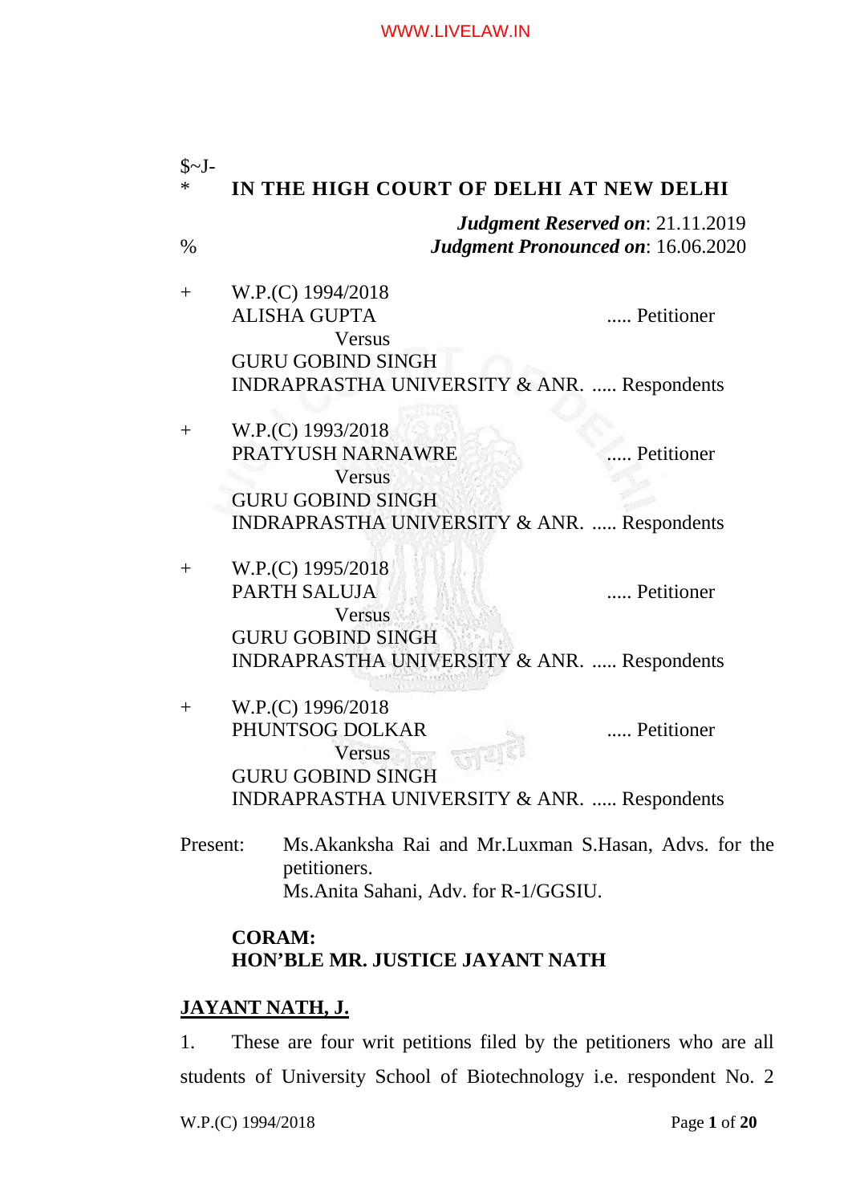$~J-

\* **IN THE HIGH COURT OF DELHI AT NEW DELHI**

***Judgment Reserved on***: 21.11.2019

% ***Judgment Pronounced on***: 16.06.2020

\+ W.P.(C) 1994/2018

ALISHA GUPTA ..... Petitioner

Versus

GURU GOBIND SINGH INDRAPRASTHA UNIVERSITY & ANR. ..... Respondents

\+ W.P.(C) 1993/2018

PRATYUSH NARNAWRE ..... Petitioner

Versus

GURU GOBIND SINGH INDRAPRASTHA UNIVERSITY & ANR. ..... Respondents

\+ W.P.(C) 1995/2018

PARTH SALUJA ..... Petitioner

Versus

GURU GOBIND SINGH INDRAPRASTHA UNIVERSITY & ANR. ..... Respondents

\+ W.P.(C) 1996/2018

PHUNTSOG DOLKAR ..... Petitioner

Versus

GURU GOBIND SINGH INDRAPRASTHA UNIVERSITY & ANR. ..... Respondents

Present: Ms.Akanksha Rai and Mr.Luxman S.Hasan, Advs. for the petitioners.
Ms.Anita Sahani, Adv. for R-1/GGSIU.

**CORAM:**
**HON'BLE MR. JUSTICE JAYANT NATH**

**JAYANT NATH, J.**

1. These are four writ petitions filed by the petitioners who are all students of University School of Biotechnology i.e. respondent No. 2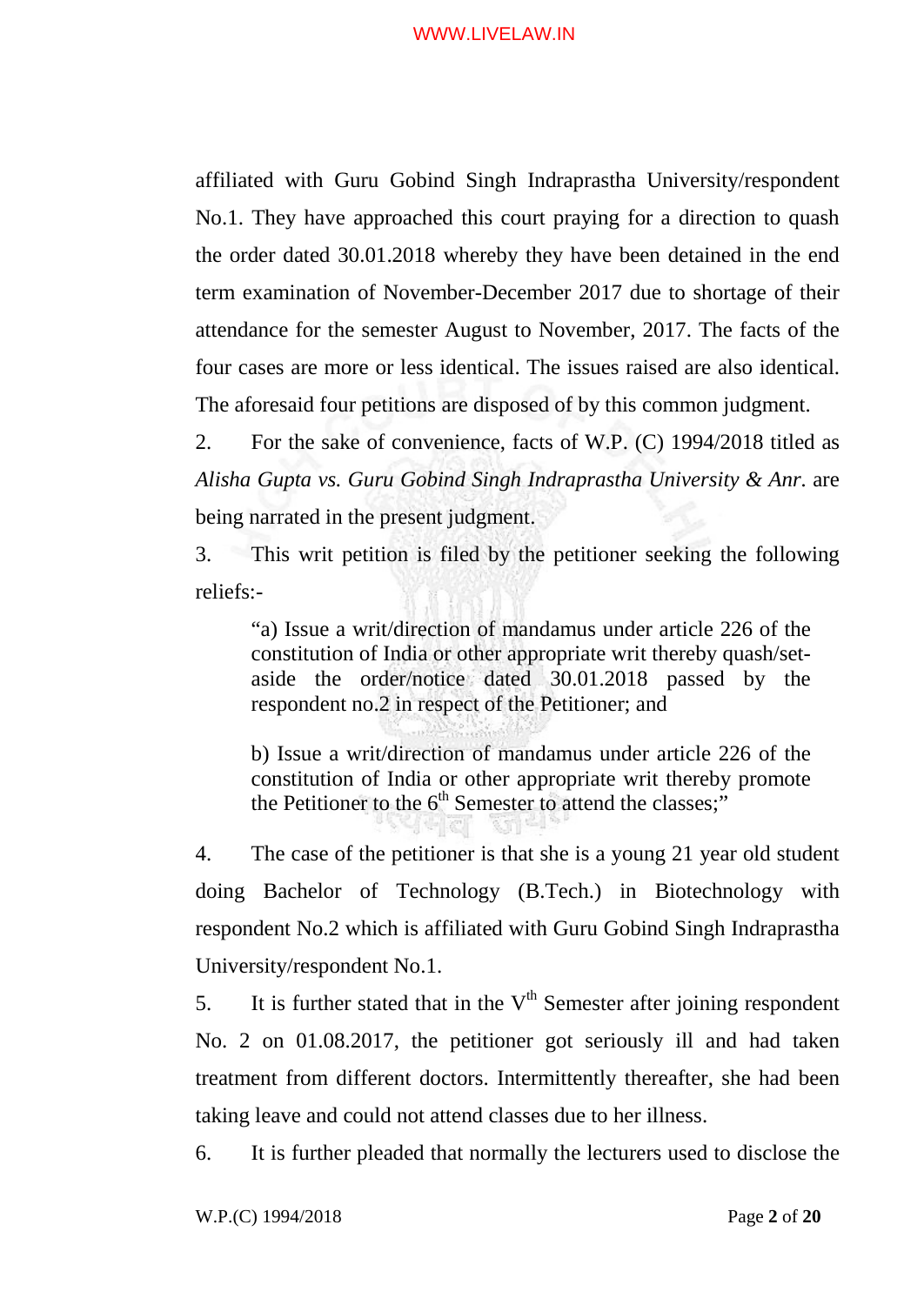affiliated with Guru Gobind Singh Indraprastha University/respondent No.1. They have approached this court praying for a direction to quash the order dated 30.01.2018 whereby they have been detained in the end term examination of November-December 2017 due to shortage of their attendance for the semester August to November, 2017. The facts of the four cases are more or less identical. The issues raised are also identical. The aforesaid four petitions are disposed of by this common judgment.

2. For the sake of convenience, facts of W.P. (C) 1994/2018 titled as *Alisha Gupta vs. Guru Gobind Singh Indraprastha University & Anr.* are being narrated in the present judgment.

3. This writ petition is filed by the petitioner seeking the following reliefs:-

> "a) Issue a writ/direction of mandamus under article 226 of the constitution of India or other appropriate writ thereby quash/set-aside the order/notice dated 30.01.2018 passed by the respondent no.2 in respect of the Petitioner; and
>
> b) Issue a writ/direction of mandamus under article 226 of the constitution of India or other appropriate writ thereby promote the Petitioner to the 6th Semester to attend the classes;"

4. The case of the petitioner is that she is a young 21 year old student doing Bachelor of Technology (B.Tech.) in Biotechnology with respondent No.2 which is affiliated with Guru Gobind Singh Indraprastha University/respondent No.1.

5. It is further stated that in the Vth Semester after joining respondent No. 2 on 01.08.2017, the petitioner got seriously ill and had taken treatment from different doctors. Intermittently thereafter, she had been taking leave and could not attend classes due to her illness.

6. It is further pleaded that normally the lecturers used to disclose the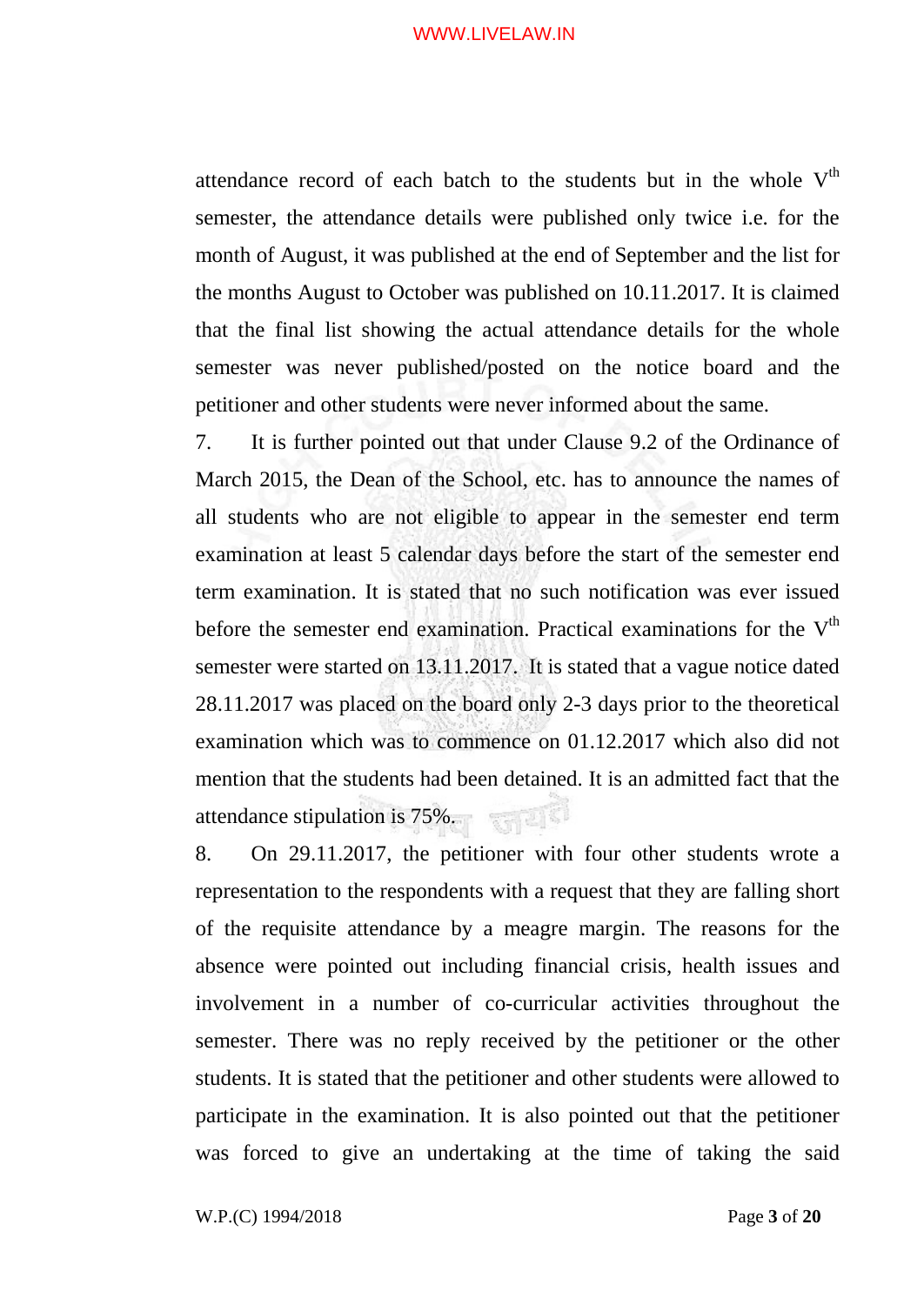attendance record of each batch to the students but in the whole V$^{th}$ semester, the attendance details were published only twice i.e. for the month of August, it was published at the end of September and the list for the months August to October was published on 10.11.2017. It is claimed that the final list showing the actual attendance details for the whole semester was never published/posted on the notice board and the petitioner and other students were never informed about the same.

7. It is further pointed out that under Clause 9.2 of the Ordinance of March 2015, the Dean of the School, etc. has to announce the names of all students who are not eligible to appear in the semester end term examination at least 5 calendar days before the start of the semester end term examination. It is stated that no such notification was ever issued before the semester end examination. Practical examinations for the V$^{th}$ semester were started on 13.11.2017. It is stated that a vague notice dated 28.11.2017 was placed on the board only 2-3 days prior to the theoretical examination which was to commence on 01.12.2017 which also did not mention that the students had been detained. It is an admitted fact that the attendance stipulation is 75%.

8. On 29.11.2017, the petitioner with four other students wrote a representation to the respondents with a request that they are falling short of the requisite attendance by a meagre margin. The reasons for the absence were pointed out including financial crisis, health issues and involvement in a number of co-curricular activities throughout the semester. There was no reply received by the petitioner or the other students. It is stated that the petitioner and other students were allowed to participate in the examination. It is also pointed out that the petitioner was forced to give an undertaking at the time of taking the said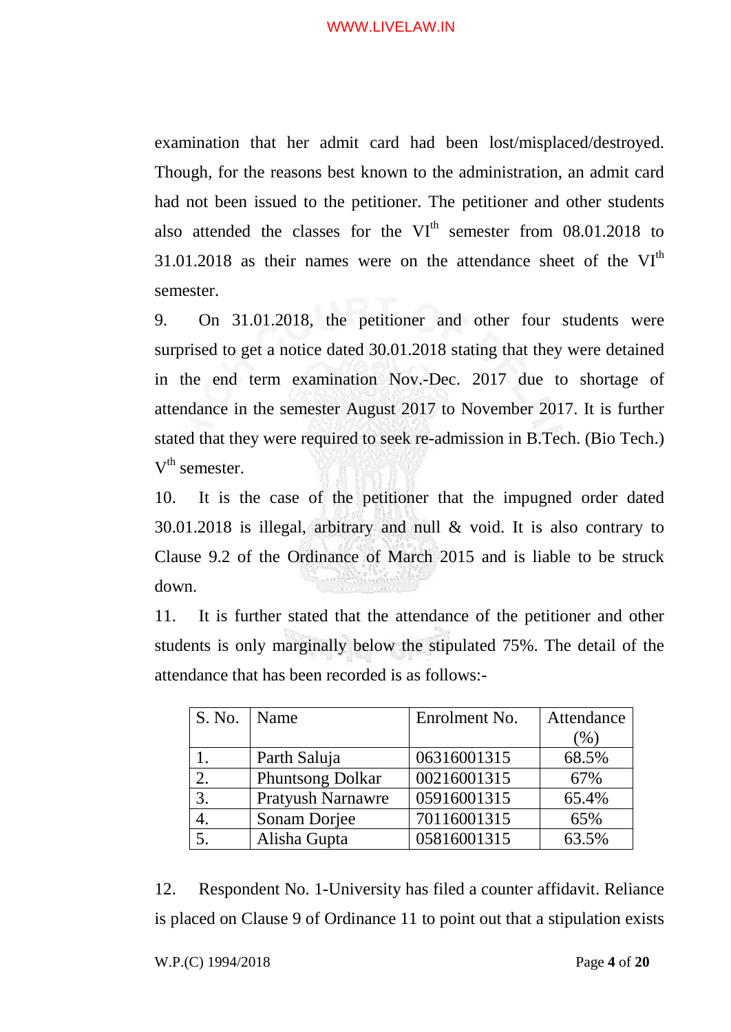examination that her admit card had been lost/misplaced/destroyed. Though, for the reasons best known to the administration, an admit card had not been issued to the petitioner. The petitioner and other students also attended the classes for the VI[th] semester from 08.01.2018 to 31.01.2018 as their names were on the attendance sheet of the VI[th] semester.

9. On 31.01.2018, the petitioner and other four students were surprised to get a notice dated 30.01.2018 stating that they were detained in the end term examination Nov.-Dec. 2017 due to shortage of attendance in the semester August 2017 to November 2017. It is further stated that they were required to seek re-admission in B.Tech. (Bio Tech.) V[th] semester.

10. It is the case of the petitioner that the impugned order dated 30.01.2018 is illegal, arbitrary and null & void. It is also contrary to Clause 9.2 of the Ordinance of March 2015 and is liable to be struck down.

11. It is further stated that the attendance of the petitioner and other students is only marginally below the stipulated 75%. The detail of the attendance that has been recorded is as follows:-

| S. No. | Name | Enrolment No. | Attendance (%) |
|---|---|---|---|
| 1. | Parth Saluja | 06316001315 | 68.5% |
| 2. | Phuntsong Dolkar | 00216001315 | 67% |
| 3. | Pratyush Narnawre | 05916001315 | 65.4% |
| 4. | Sonam Dorjee | 70116001315 | 65% |
| 5. | Alisha Gupta | 05816001315 | 63.5% |

12. Respondent No. 1-University has filed a counter affidavit. Reliance is placed on Clause 9 of Ordinance 11 to point out that a stipulation exists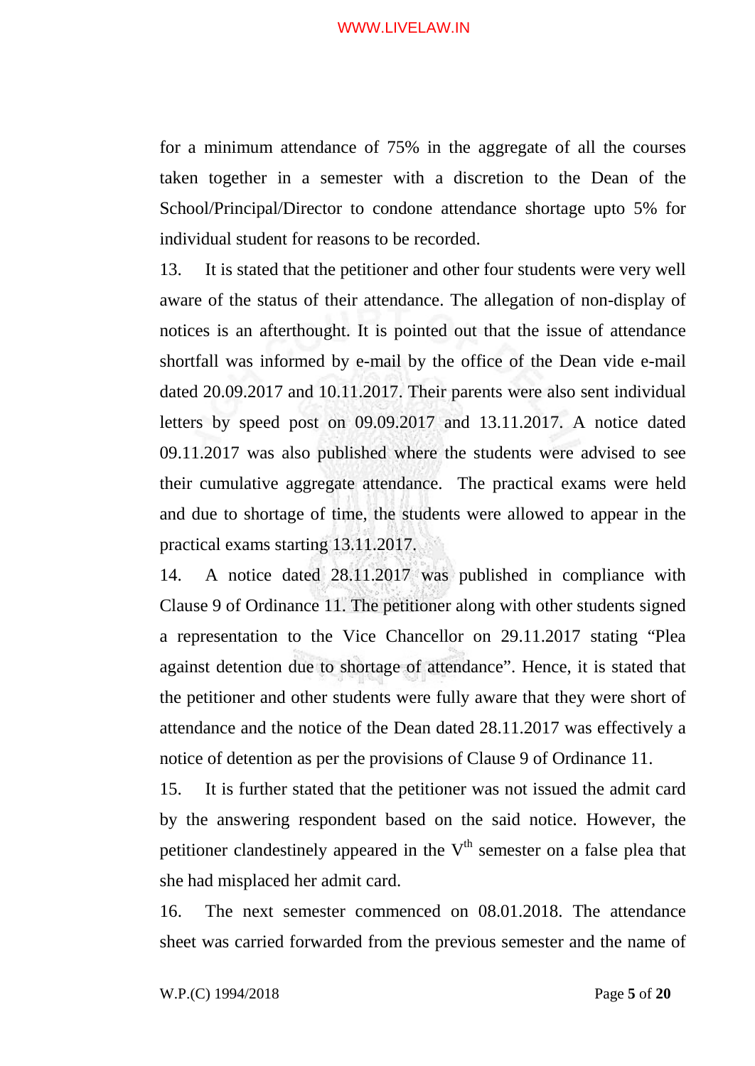for a minimum attendance of 75% in the aggregate of all the courses taken together in a semester with a discretion to the Dean of the School/Principal/Director to condone attendance shortage upto 5% for individual student for reasons to be recorded.

13. It is stated that the petitioner and other four students were very well aware of the status of their attendance. The allegation of non-display of notices is an afterthought. It is pointed out that the issue of attendance shortfall was informed by e-mail by the office of the Dean vide e-mail dated 20.09.2017 and 10.11.2017. Their parents were also sent individual letters by speed post on 09.09.2017 and 13.11.2017. A notice dated 09.11.2017 was also published where the students were advised to see their cumulative aggregate attendance. The practical exams were held and due to shortage of time, the students were allowed to appear in the practical exams starting 13.11.2017.

14. A notice dated 28.11.2017 was published in compliance with Clause 9 of Ordinance 11. The petitioner along with other students signed a representation to the Vice Chancellor on 29.11.2017 stating "Plea against detention due to shortage of attendance". Hence, it is stated that the petitioner and other students were fully aware that they were short of attendance and the notice of the Dean dated 28.11.2017 was effectively a notice of detention as per the provisions of Clause 9 of Ordinance 11.

15. It is further stated that the petitioner was not issued the admit card by the answering respondent based on the said notice. However, the petitioner clandestinely appeared in the V$^{th}$ semester on a false plea that she had misplaced her admit card.

16. The next semester commenced on 08.01.2018. The attendance sheet was carried forwarded from the previous semester and the name of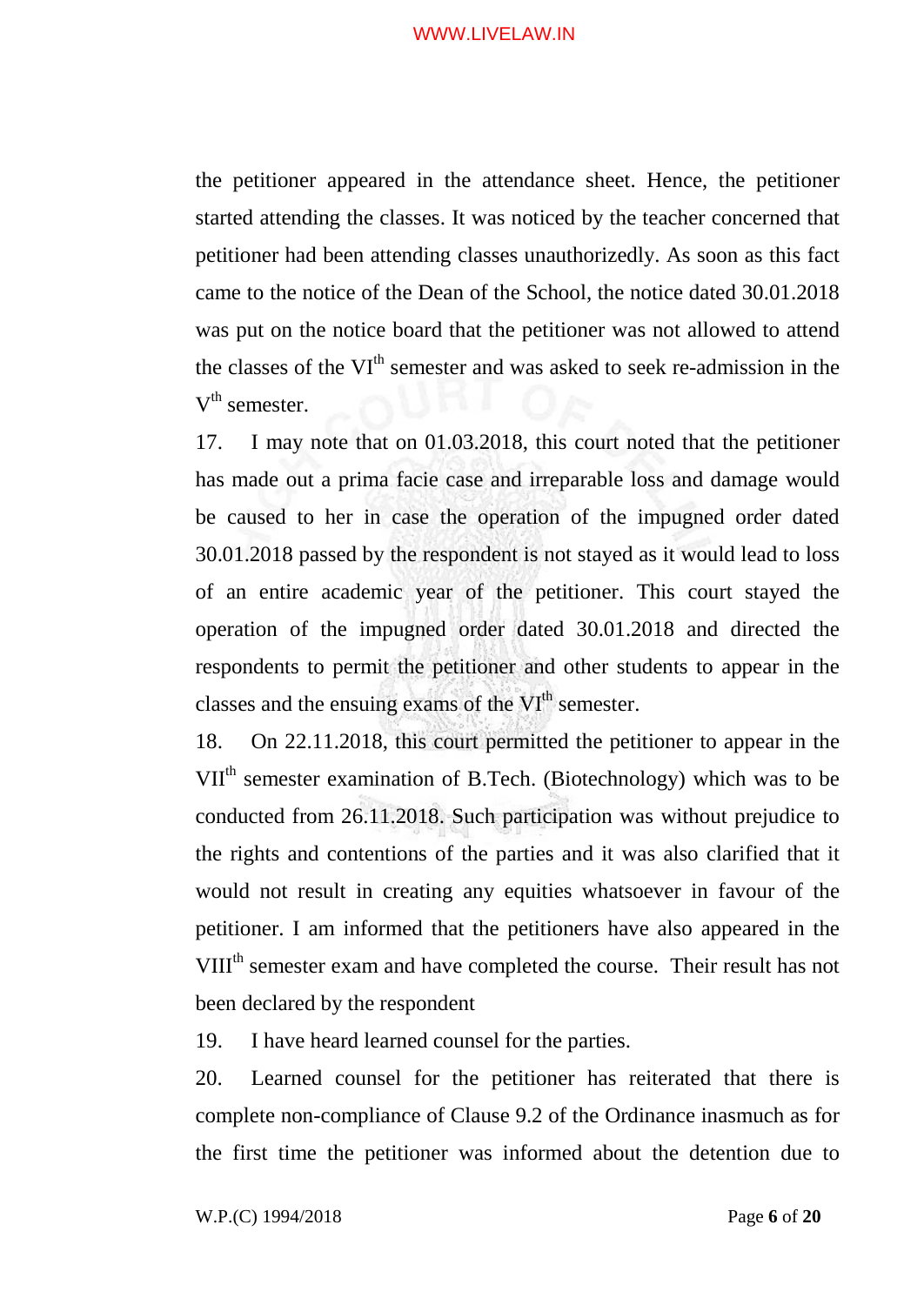the petitioner appeared in the attendance sheet. Hence, the petitioner started attending the classes. It was noticed by the teacher concerned that petitioner had been attending classes unauthorizedly. As soon as this fact came to the notice of the Dean of the School, the notice dated 30.01.2018 was put on the notice board that the petitioner was not allowed to attend the classes of the VI$^{th}$ semester and was asked to seek re-admission in the V$^{th}$ semester.

17. I may note that on 01.03.2018, this court noted that the petitioner has made out a prima facie case and irreparable loss and damage would be caused to her in case the operation of the impugned order dated 30.01.2018 passed by the respondent is not stayed as it would lead to loss of an entire academic year of the petitioner. This court stayed the operation of the impugned order dated 30.01.2018 and directed the respondents to permit the petitioner and other students to appear in the classes and the ensuing exams of the VI$^{th}$ semester.

18. On 22.11.2018, this court permitted the petitioner to appear in the VII$^{th}$ semester examination of B.Tech. (Biotechnology) which was to be conducted from 26.11.2018. Such participation was without prejudice to the rights and contentions of the parties and it was also clarified that it would not result in creating any equities whatsoever in favour of the petitioner. I am informed that the petitioners have also appeared in the VIII$^{th}$ semester exam and have completed the course. Their result has not been declared by the respondent

19. I have heard learned counsel for the parties.

20. Learned counsel for the petitioner has reiterated that there is complete non-compliance of Clause 9.2 of the Ordinance inasmuch as for the first time the petitioner was informed about the detention due to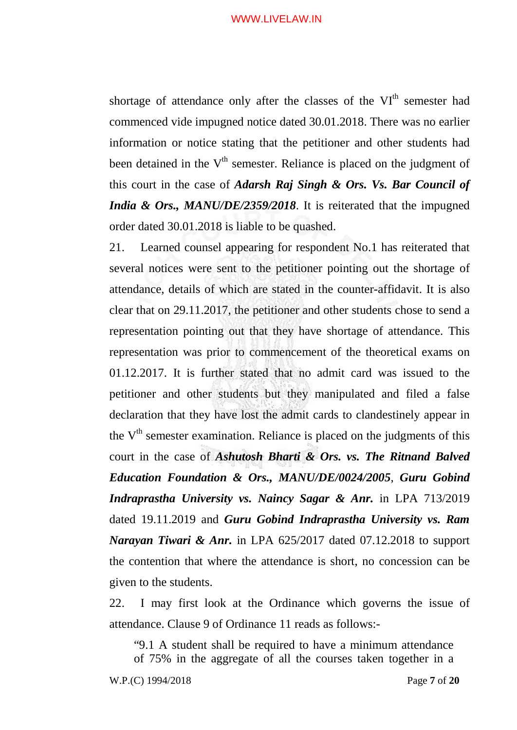shortage of attendance only after the classes of the VI$^{th}$ semester had commenced vide impugned notice dated 30.01.2018. There was no earlier information or notice stating that the petitioner and other students had been detained in the V$^{th}$ semester. Reliance is placed on the judgment of this court in the case of ***Adarsh Raj Singh & Ors. Vs. Bar Council of India & Ors., MANU/DE/2359/2018***. It is reiterated that the impugned order dated 30.01.2018 is liable to be quashed.

21. Learned counsel appearing for respondent No.1 has reiterated that several notices were sent to the petitioner pointing out the shortage of attendance, details of which are stated in the counter-affidavit. It is also clear that on 29.11.2017, the petitioner and other students chose to send a representation pointing out that they have shortage of attendance. This representation was prior to commencement of the theoretical exams on 01.12.2017. It is further stated that no admit card was issued to the petitioner and other students but they manipulated and filed a false declaration that they have lost the admit cards to clandestinely appear in the V$^{th}$ semester examination. Reliance is placed on the judgments of this court in the case of ***Ashutosh Bharti & Ors. vs. The Ritnand Balved Education Foundation & Ors., MANU/DE/0024/2005***, ***Guru Gobind Indraprastha University vs. Naincy Sagar & Anr.*** in LPA 713/2019 dated 19.11.2019 and ***Guru Gobind Indraprastha University vs. Ram Narayan Tiwari & Anr.*** in LPA 625/2017 dated 07.12.2018 to support the contention that where the attendance is short, no concession can be given to the students.

22. I may first look at the Ordinance which governs the issue of attendance. Clause 9 of Ordinance 11 reads as follows:-

> "9.1 A student shall be required to have a minimum attendance of 75% in the aggregate of all the courses taken together in a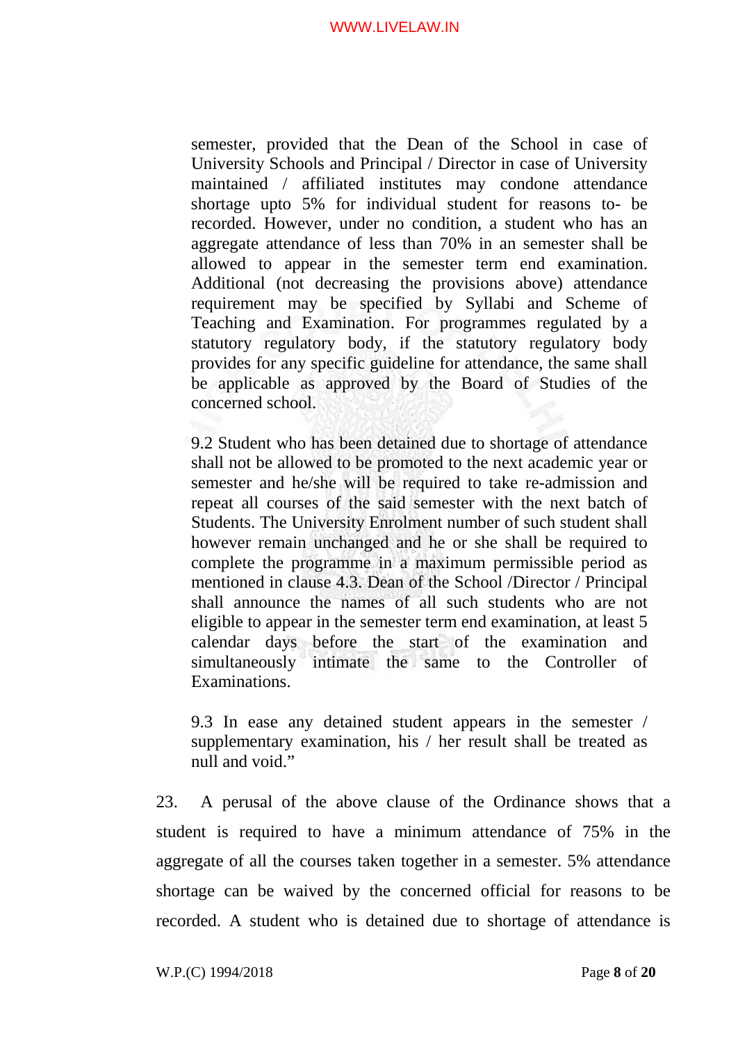semester, provided that the Dean of the School in case of University Schools and Principal / Director in case of University maintained / affiliated institutes may condone attendance shortage upto 5% for individual student for reasons to- be recorded. However, under no condition, a student who has an aggregate attendance of less than 70% in an semester shall be allowed to appear in the semester term end examination. Additional (not decreasing the provisions above) attendance requirement may be specified by Syllabi and Scheme of Teaching and Examination. For programmes regulated by a statutory regulatory body, if the statutory regulatory body provides for any specific guideline for attendance, the same shall be applicable as approved by the Board of Studies of the concerned school.

> 9.2 Student who has been detained due to shortage of attendance shall not be allowed to be promoted to the next academic year or semester and he/she will be required to take re-admission and repeat all courses of the said semester with the next batch of Students. The University Enrolment number of such student shall however remain unchanged and he or she shall be required to complete the programme in a maximum permissible period as mentioned in clause 4.3. Dean of the School /Director / Principal shall announce the names of all such students who are not eligible to appear in the semester term end examination, at least 5 calendar days before the start of the examination and simultaneously intimate the same to the Controller of Examinations.
>
> 9.3 In ease any detained student appears in the semester / supplementary examination, his / her result shall be treated as null and void."

23. A perusal of the above clause of the Ordinance shows that a student is required to have a minimum attendance of 75% in the aggregate of all the courses taken together in a semester. 5% attendance shortage can be waived by the concerned official for reasons to be recorded. A student who is detained due to shortage of attendance is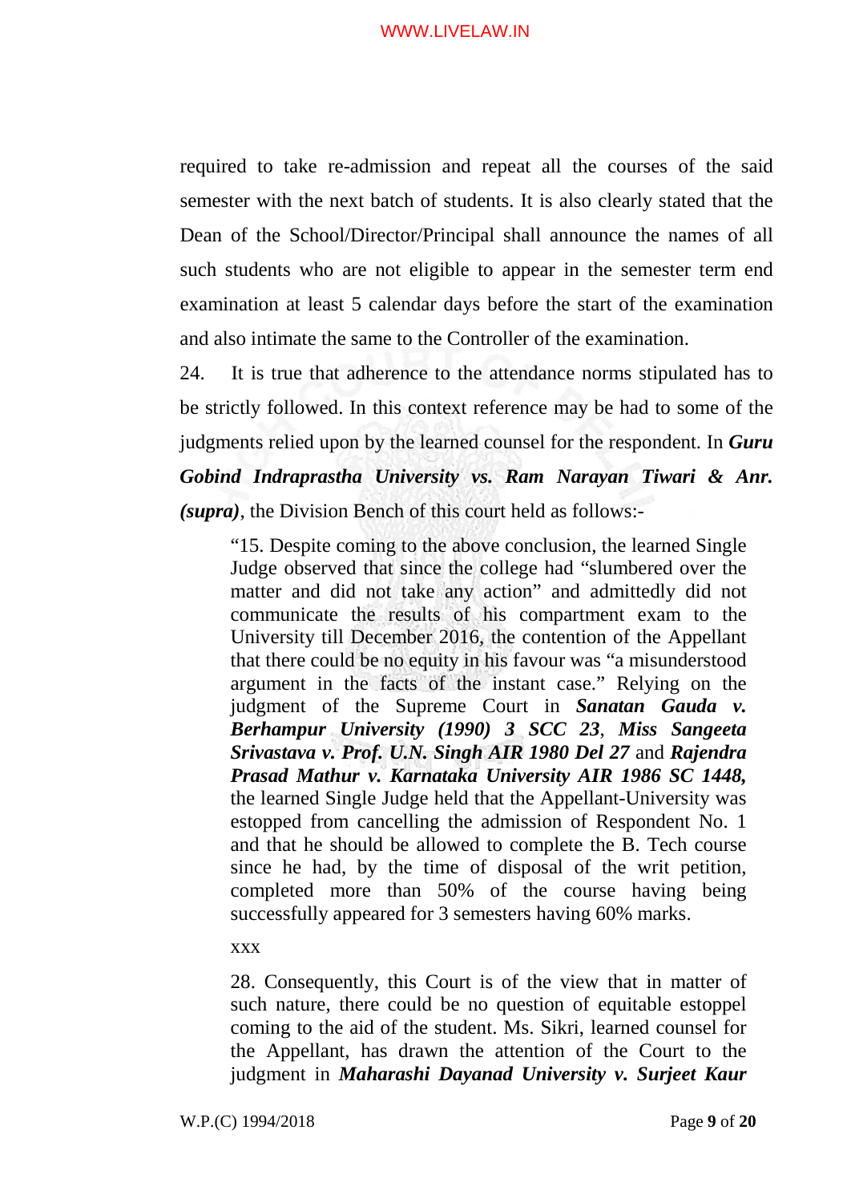required to take re-admission and repeat all the courses of the said semester with the next batch of students. It is also clearly stated that the Dean of the School/Director/Principal shall announce the names of all such students who are not eligible to appear in the semester term end examination at least 5 calendar days before the start of the examination and also intimate the same to the Controller of the examination.

24. It is true that adherence to the attendance norms stipulated has to be strictly followed. In this context reference may be had to some of the judgments relied upon by the learned counsel for the respondent. In ***Guru Gobind Indraprastha University vs. Ram Narayan Tiwari & Anr. (supra)***, the Division Bench of this court held as follows:-

> "15. Despite coming to the above conclusion, the learned Single Judge observed that since the college had "slumbered over the matter and did not take any action" and admittedly did not communicate the results of his compartment exam to the University till December 2016, the contention of the Appellant that there could be no equity in his favour was "a misunderstood argument in the facts of the instant case." Relying on the judgment of the Supreme Court in ***Sanatan Gauda v. Berhampur University (1990) 3 SCC 23***, ***Miss Sangeeta Srivastava v. Prof. U.N. Singh AIR 1980 Del 27*** and ***Rajendra Prasad Mathur v. Karnataka University AIR 1986 SC 1448,*** the learned Single Judge held that the Appellant-University was estopped from cancelling the admission of Respondent No. 1 and that he should be allowed to complete the B. Tech course since he had, by the time of disposal of the writ petition, completed more than 50% of the course having being successfully appeared for 3 semesters having 60% marks.
>
> xxx
>
> 28. Consequently, this Court is of the view that in matter of such nature, there could be no question of equitable estoppel coming to the aid of the student. Ms. Sikri, learned counsel for the Appellant, has drawn the attention of the Court to the judgment in ***Maharashi Dayanad University v. Surjeet Kaur***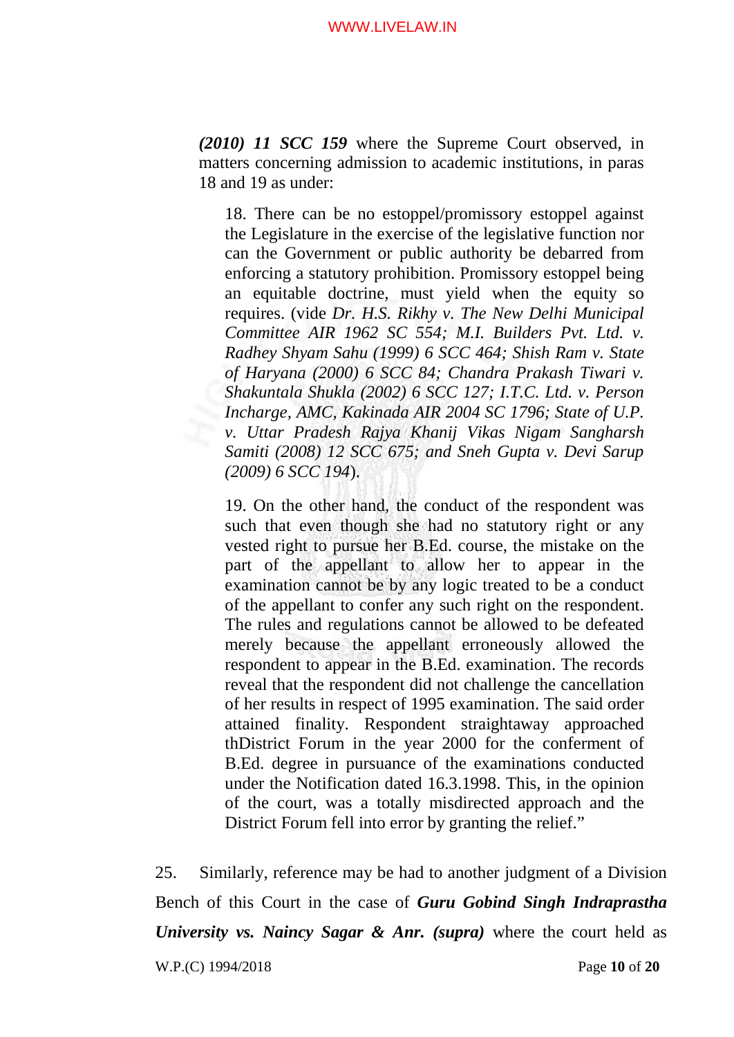***(2010) 11 SCC 159*** where the Supreme Court observed, in matters concerning admission to academic institutions, in paras 18 and 19 as under:

> 18. There can be no estoppel/promissory estoppel against the Legislature in the exercise of the legislative function nor can the Government or public authority be debarred from enforcing a statutory prohibition. Promissory estoppel being an equitable doctrine, must yield when the equity so requires. (vide *Dr. H.S. Rikhy v. The New Delhi Municipal Committee AIR 1962 SC 554; M.I. Builders Pvt. Ltd. v. Radhey Shyam Sahu (1999) 6 SCC 464; Shish Ram v. State of Haryana (2000) 6 SCC 84; Chandra Prakash Tiwari v. Shakuntala Shukla (2002) 6 SCC 127; I.T.C. Ltd. v. Person Incharge, AMC, Kakinada AIR 2004 SC 1796; State of U.P. v. Uttar Pradesh Rajya Khanij Vikas Nigam Sangharsh Samiti (2008) 12 SCC 675; and Sneh Gupta v. Devi Sarup (2009) 6 SCC 194*).
>
> 19. On the other hand, the conduct of the respondent was such that even though she had no statutory right or any vested right to pursue her B.Ed. course, the mistake on the part of the appellant to allow her to appear in the examination cannot be by any logic treated to be a conduct of the appellant to confer any such right on the respondent. The rules and regulations cannot be allowed to be defeated merely because the appellant erroneously allowed the respondent to appear in the B.Ed. examination. The records reveal that the respondent did not challenge the cancellation of her results in respect of 1995 examination. The said order attained finality. Respondent straightaway approached thDistrict Forum in the year 2000 for the conferment of B.Ed. degree in pursuance of the examinations conducted under the Notification dated 16.3.1998. This, in the opinion of the court, was a totally misdirected approach and the District Forum fell into error by granting the relief."

25. Similarly, reference may be had to another judgment of a Division Bench of this Court in the case of ***Guru Gobind Singh Indraprastha University vs. Naincy Sagar & Anr. (supra)*** where the court held as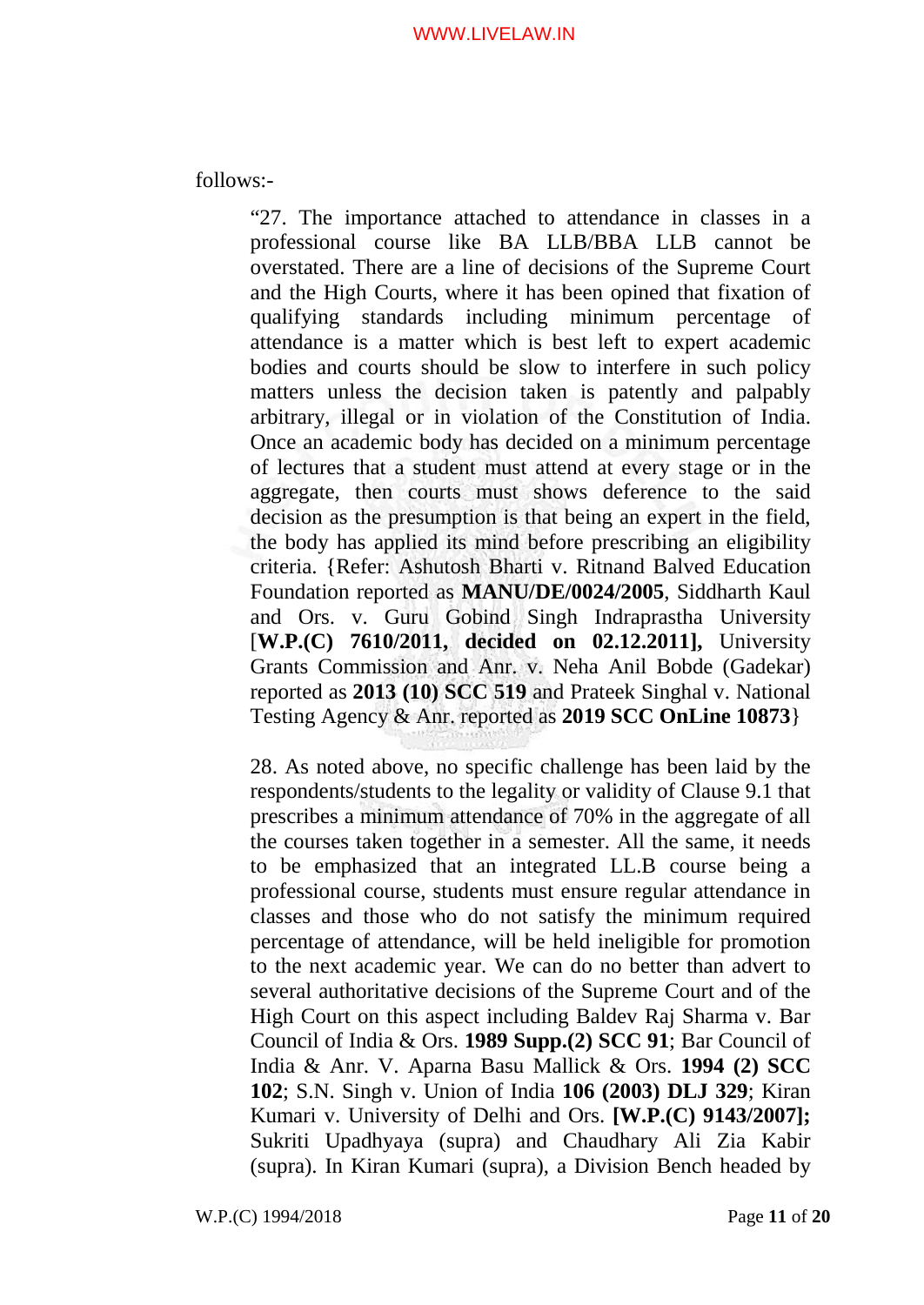follows:-

> "27. The importance attached to attendance in classes in a professional course like BA LLB/BBA LLB cannot be overstated. There are a line of decisions of the Supreme Court and the High Courts, where it has been opined that fixation of qualifying standards including minimum percentage of attendance is a matter which is best left to expert academic bodies and courts should be slow to interfere in such policy matters unless the decision taken is patently and palpably arbitrary, illegal or in violation of the Constitution of India. Once an academic body has decided on a minimum percentage of lectures that a student must attend at every stage or in the aggregate, then courts must shows deference to the said decision as the presumption is that being an expert in the field, the body has applied its mind before prescribing an eligibility criteria. {Refer: Ashutosh Bharti v. Ritnand Balved Education Foundation reported as **MANU/DE/0024/2005**, Siddharth Kaul and Ors. v. Guru Gobind Singh Indraprastha University [**W.P.(C) 7610/2011, decided on 02.12.2011],** University Grants Commission and Anr. v. Neha Anil Bobde (Gadekar) reported as **2013 (10) SCC 519** and Prateek Singhal v. National Testing Agency & Anr. reported as **2019 SCC OnLine 10873**}
>
> 28. As noted above, no specific challenge has been laid by the respondents/students to the legality or validity of Clause 9.1 that prescribes a minimum attendance of 70% in the aggregate of all the courses taken together in a semester. All the same, it needs to be emphasized that an integrated LL.B course being a professional course, students must ensure regular attendance in classes and those who do not satisfy the minimum required percentage of attendance, will be held ineligible for promotion to the next academic year. We can do no better than advert to several authoritative decisions of the Supreme Court and of the High Court on this aspect including Baldev Raj Sharma v. Bar Council of India & Ors. **1989 Supp.(2) SCC 91**; Bar Council of India & Anr. V. Aparna Basu Mallick & Ors. **1994 (2) SCC 102**; S.N. Singh v. Union of India **106 (2003) DLJ 329**; Kiran Kumari v. University of Delhi and Ors. **[W.P.(C) 9143/2007];** Sukriti Upadhyaya (supra) and Chaudhary Ali Zia Kabir (supra). In Kiran Kumari (supra), a Division Bench headed by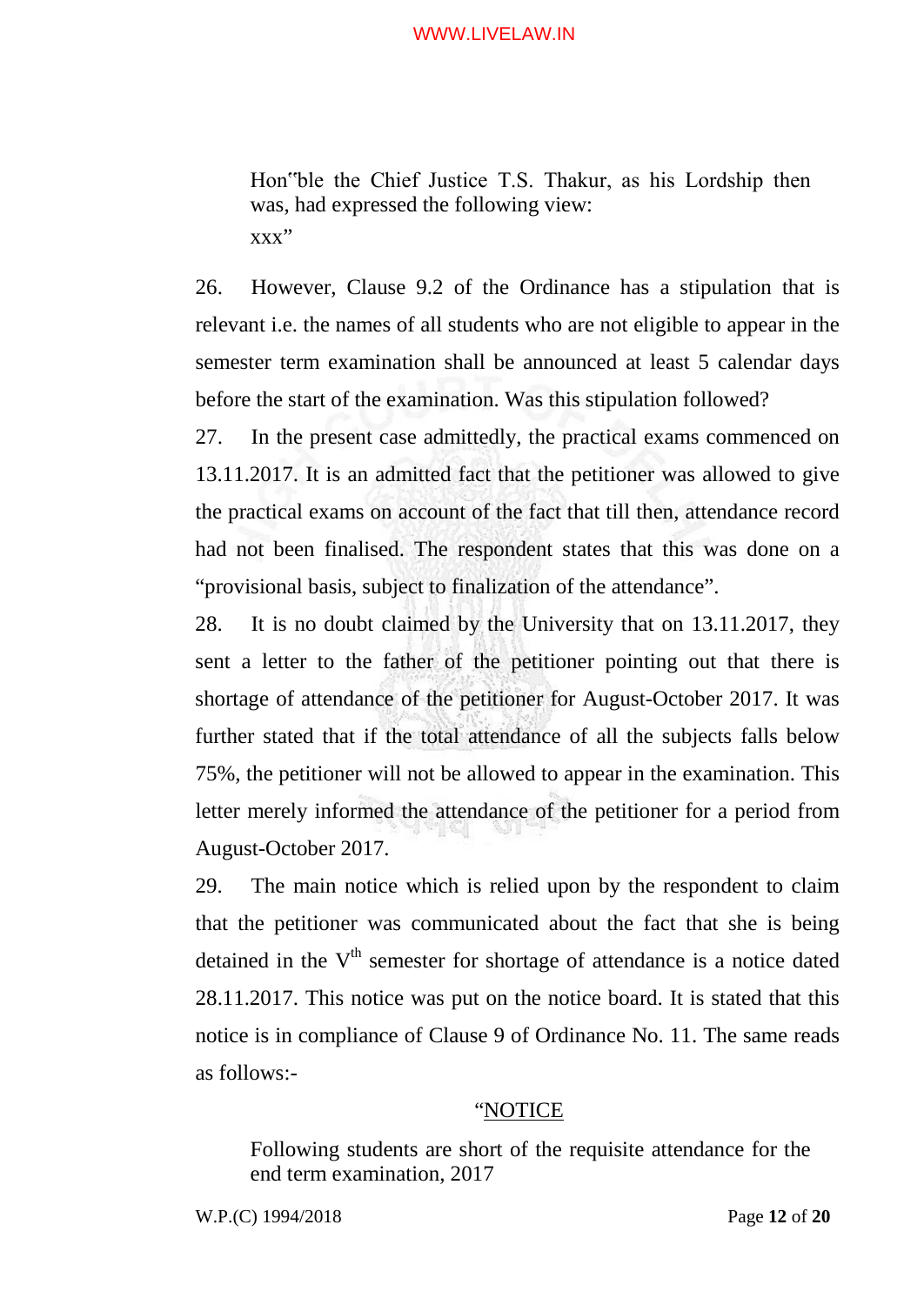> Hon"ble the Chief Justice T.S. Thakur, as his Lordship then was, had expressed the following view:
>
> xxx"

26. However, Clause 9.2 of the Ordinance has a stipulation that is relevant i.e. the names of all students who are not eligible to appear in the semester term examination shall be announced at least 5 calendar days before the start of the examination. Was this stipulation followed?

27. In the present case admittedly, the practical exams commenced on 13.11.2017. It is an admitted fact that the petitioner was allowed to give the practical exams on account of the fact that till then, attendance record had not been finalised. The respondent states that this was done on a "provisional basis, subject to finalization of the attendance".

28. It is no doubt claimed by the University that on 13.11.2017, they sent a letter to the father of the petitioner pointing out that there is shortage of attendance of the petitioner for August-October 2017. It was further stated that if the total attendance of all the subjects falls below 75%, the petitioner will not be allowed to appear in the examination. This letter merely informed the attendance of the petitioner for a period from August-October 2017.

29. The main notice which is relied upon by the respondent to claim that the petitioner was communicated about the fact that she is being detained in the V$^{th}$ semester for shortage of attendance is a notice dated 28.11.2017. This notice was put on the notice board. It is stated that this notice is in compliance of Clause 9 of Ordinance No. 11. The same reads as follows:-

> "<u>NOTICE</u>
>
> Following students are short of the requisite attendance for the end term examination, 2017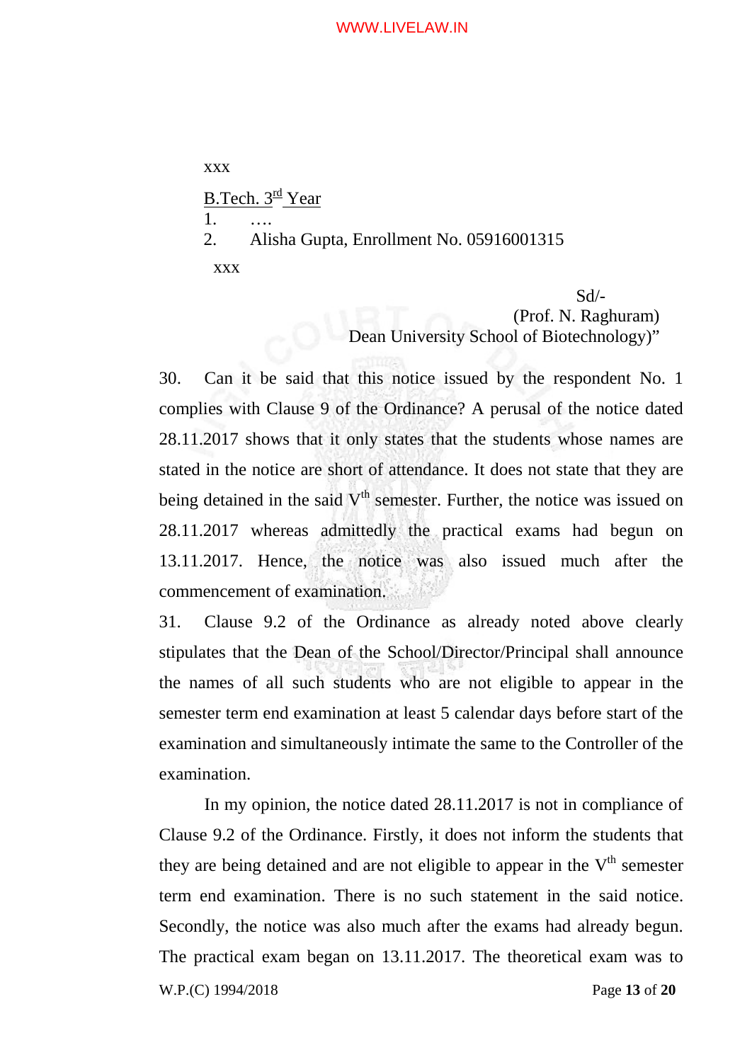xxx

B.Tech. 3rd Year

1. ….
2. Alisha Gupta, Enrollment No. 05916001315

xxx

Sd/-
(Prof. N. Raghuram)
Dean University School of Biotechnology)"

30. Can it be said that this notice issued by the respondent No. 1 complies with Clause 9 of the Ordinance? A perusal of the notice dated 28.11.2017 shows that it only states that the students whose names are stated in the notice are short of attendance. It does not state that they are being detained in the said Vth semester. Further, the notice was issued on 28.11.2017 whereas admittedly the practical exams had begun on 13.11.2017. Hence, the notice was also issued much after the commencement of examination.

31. Clause 9.2 of the Ordinance as already noted above clearly stipulates that the Dean of the School/Director/Principal shall announce the names of all such students who are not eligible to appear in the semester term end examination at least 5 calendar days before start of the examination and simultaneously intimate the same to the Controller of the examination.

In my opinion, the notice dated 28.11.2017 is not in compliance of Clause 9.2 of the Ordinance. Firstly, it does not inform the students that they are being detained and are not eligible to appear in the Vth semester term end examination. There is no such statement in the said notice. Secondly, the notice was also much after the exams had already begun. The practical exam began on 13.11.2017. The theoretical exam was to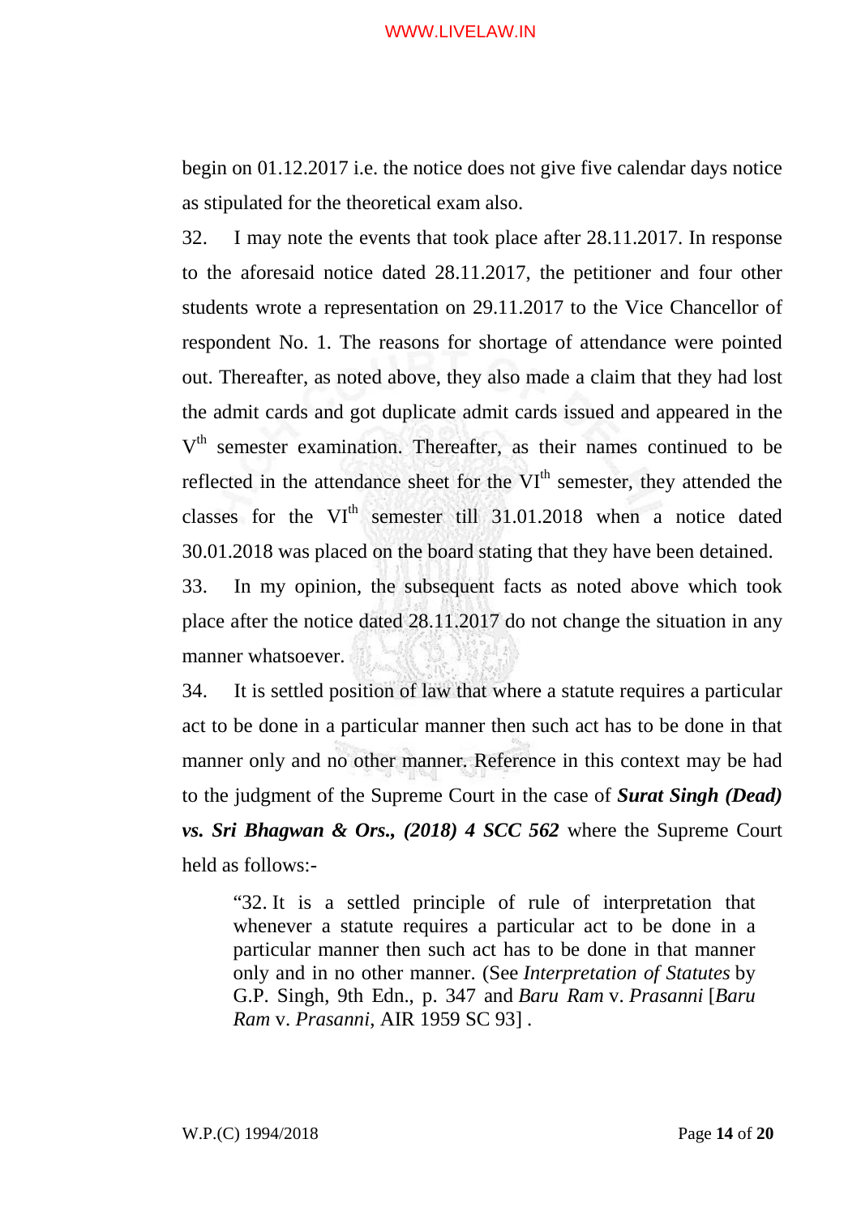begin on 01.12.2017 i.e. the notice does not give five calendar days notice as stipulated for the theoretical exam also.

32. I may note the events that took place after 28.11.2017. In response to the aforesaid notice dated 28.11.2017, the petitioner and four other students wrote a representation on 29.11.2017 to the Vice Chancellor of respondent No. 1. The reasons for shortage of attendance were pointed out. Thereafter, as noted above, they also made a claim that they had lost the admit cards and got duplicate admit cards issued and appeared in the V[th] semester examination. Thereafter, as their names continued to be reflected in the attendance sheet for the VI[th] semester, they attended the classes for the VI[th] semester till 31.01.2018 when a notice dated 30.01.2018 was placed on the board stating that they have been detained.

33. In my opinion, the subsequent facts as noted above which took place after the notice dated 28.11.2017 do not change the situation in any manner whatsoever.

34. It is settled position of law that where a statute requires a particular act to be done in a particular manner then such act has to be done in that manner only and no other manner. Reference in this context may be had to the judgment of the Supreme Court in the case of ***Surat Singh (Dead) vs. Sri Bhagwan & Ors., (2018) 4 SCC 562*** where the Supreme Court held as follows:-

> "32. It is a settled principle of rule of interpretation that whenever a statute requires a particular act to be done in a particular manner then such act has to be done in that manner only and in no other manner. (See *Interpretation of Statutes* by G.P. Singh, 9th Edn., p. 347 and *Baru Ram* v. *Prasanni* [*Baru Ram* v. *Prasanni*, AIR 1959 SC 93] .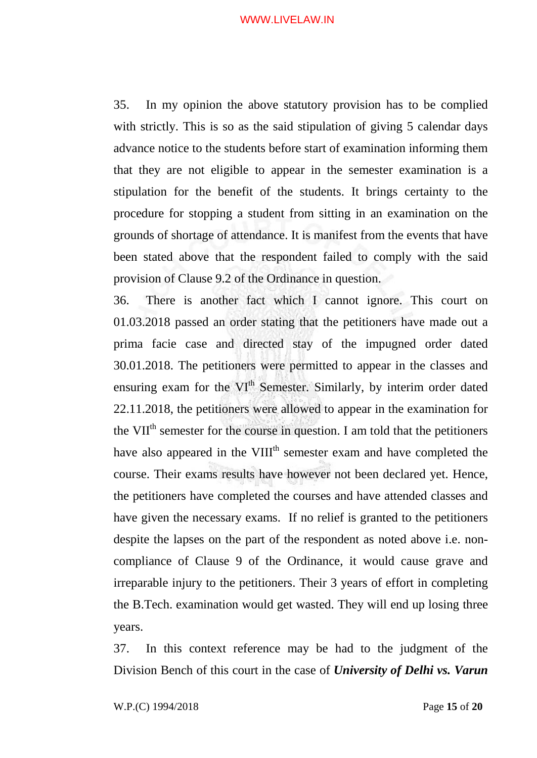35. In my opinion the above statutory provision has to be complied with strictly. This is so as the said stipulation of giving 5 calendar days advance notice to the students before start of examination informing them that they are not eligible to appear in the semester examination is a stipulation for the benefit of the students. It brings certainty to the procedure for stopping a student from sitting in an examination on the grounds of shortage of attendance. It is manifest from the events that have been stated above that the respondent failed to comply with the said provision of Clause 9.2 of the Ordinance in question.

36. There is another fact which I cannot ignore. This court on 01.03.2018 passed an order stating that the petitioners have made out a prima facie case and directed stay of the impugned order dated 30.01.2018. The petitioners were permitted to appear in the classes and ensuring exam for the VI[th] Semester. Similarly, by interim order dated 22.11.2018, the petitioners were allowed to appear in the examination for the VII[th] semester for the course in question. I am told that the petitioners have also appeared in the VIII[th] semester exam and have completed the course. Their exams results have however not been declared yet. Hence, the petitioners have completed the courses and have attended classes and have given the necessary exams. If no relief is granted to the petitioners despite the lapses on the part of the respondent as noted above i.e. non-compliance of Clause 9 of the Ordinance, it would cause grave and irreparable injury to the petitioners. Their 3 years of effort in completing the B.Tech. examination would get wasted. They will end up losing three years.

37. In this context reference may be had to the judgment of the Division Bench of this court in the case of ***University of Delhi vs. Varun***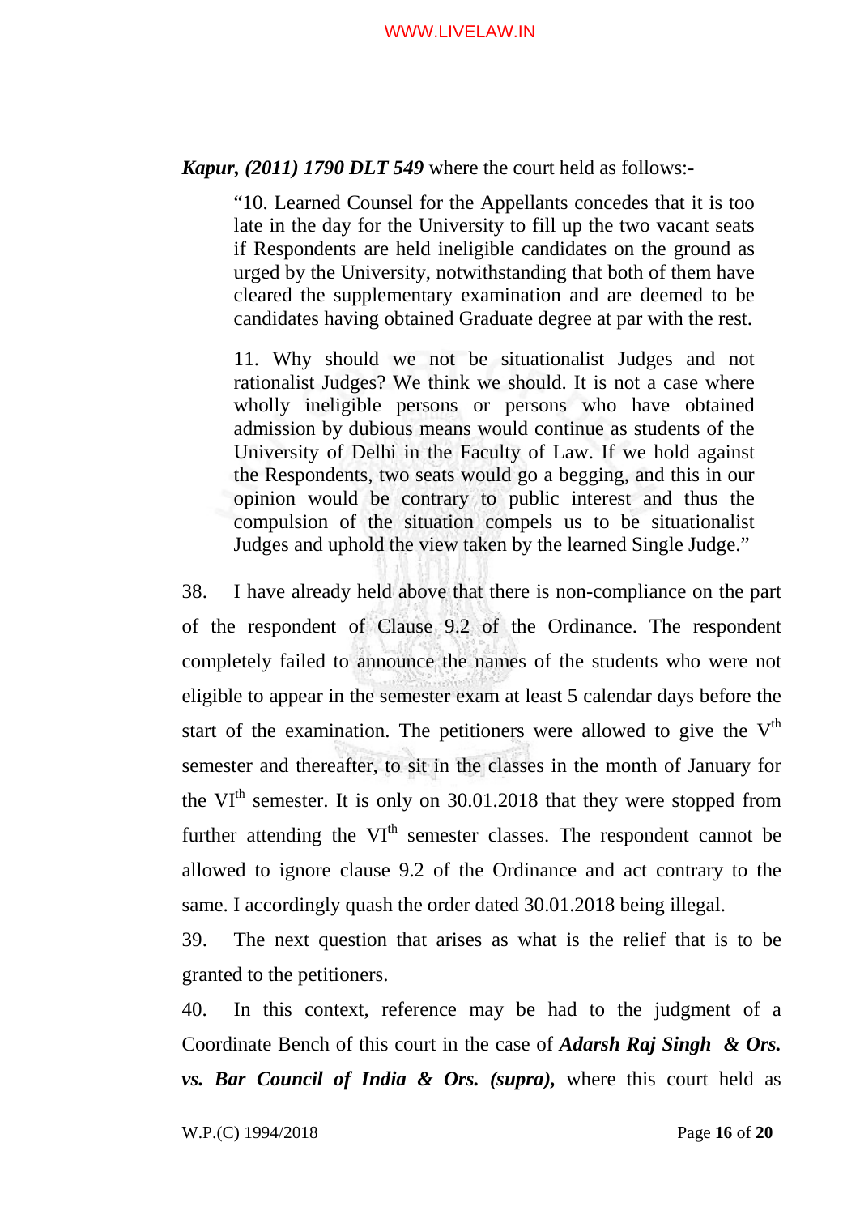***Kapur, (2011) 1790 DLT 549*** where the court held as follows:-

> "10. Learned Counsel for the Appellants concedes that it is too late in the day for the University to fill up the two vacant seats if Respondents are held ineligible candidates on the ground as urged by the University, notwithstanding that both of them have cleared the supplementary examination and are deemed to be candidates having obtained Graduate degree at par with the rest.
>
> 11. Why should we not be situationalist Judges and not rationalist Judges? We think we should. It is not a case where wholly ineligible persons or persons who have obtained admission by dubious means would continue as students of the University of Delhi in the Faculty of Law. If we hold against the Respondents, two seats would go a begging, and this in our opinion would be contrary to public interest and thus the compulsion of the situation compels us to be situationalist Judges and uphold the view taken by the learned Single Judge."

38. I have already held above that there is non-compliance on the part of the respondent of Clause 9.2 of the Ordinance. The respondent completely failed to announce the names of the students who were not eligible to appear in the semester exam at least 5 calendar days before the start of the examination. The petitioners were allowed to give the V$^{th}$ semester and thereafter, to sit in the classes in the month of January for the VI$^{th}$ semester. It is only on 30.01.2018 that they were stopped from further attending the VI$^{th}$ semester classes. The respondent cannot be allowed to ignore clause 9.2 of the Ordinance and act contrary to the same. I accordingly quash the order dated 30.01.2018 being illegal.

39. The next question that arises as what is the relief that is to be granted to the petitioners.

40. In this context, reference may be had to the judgment of a Coordinate Bench of this court in the case of ***Adarsh Raj Singh & Ors. vs. Bar Council of India & Ors. (supra),*** where this court held as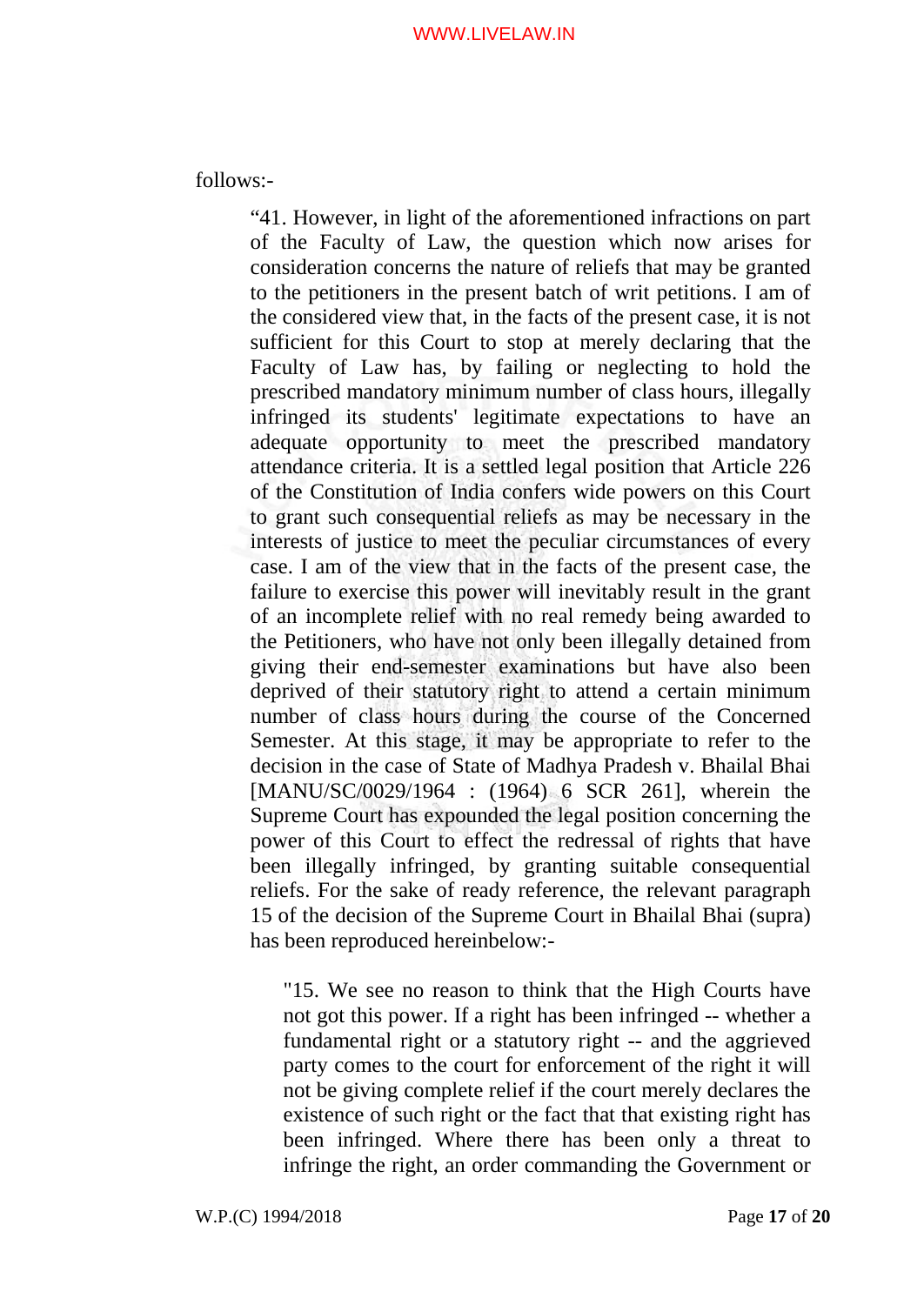follows:-

> "41. However, in light of the aforementioned infractions on part of the Faculty of Law, the question which now arises for consideration concerns the nature of reliefs that may be granted to the petitioners in the present batch of writ petitions. I am of the considered view that, in the facts of the present case, it is not sufficient for this Court to stop at merely declaring that the Faculty of Law has, by failing or neglecting to hold the prescribed mandatory minimum number of class hours, illegally infringed its students' legitimate expectations to have an adequate opportunity to meet the prescribed mandatory attendance criteria. It is a settled legal position that Article 226 of the Constitution of India confers wide powers on this Court to grant such consequential reliefs as may be necessary in the interests of justice to meet the peculiar circumstances of every case. I am of the view that in the facts of the present case, the failure to exercise this power will inevitably result in the grant of an incomplete relief with no real remedy being awarded to the Petitioners, who have not only been illegally detained from giving their end-semester examinations but have also been deprived of their statutory right to attend a certain minimum number of class hours during the course of the Concerned Semester. At this stage, it may be appropriate to refer to the decision in the case of State of Madhya Pradesh v. Bhailal Bhai [MANU/SC/0029/1964 : (1964) 6 SCR 261], wherein the Supreme Court has expounded the legal position concerning the power of this Court to effect the redressal of rights that have been illegally infringed, by granting suitable consequential reliefs. For the sake of ready reference, the relevant paragraph 15 of the decision of the Supreme Court in Bhailal Bhai (supra) has been reproduced hereinbelow:-
>
> > "15. We see no reason to think that the High Courts have not got this power. If a right has been infringed -- whether a fundamental right or a statutory right -- and the aggrieved party comes to the court for enforcement of the right it will not be giving complete relief if the court merely declares the existence of such right or the fact that that existing right has been infringed. Where there has been only a threat to infringe the right, an order commanding the Government or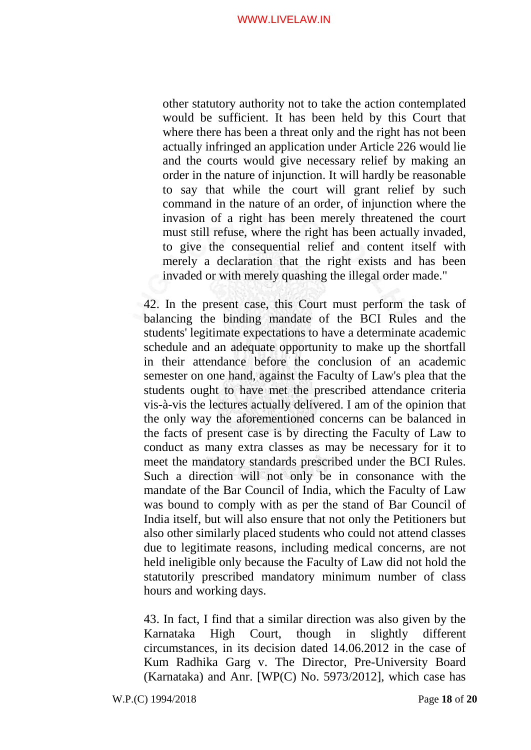> other statutory authority not to take the action contemplated would be sufficient. It has been held by this Court that where there has been a threat only and the right has not been actually infringed an application under Article 226 would lie and the courts would give necessary relief by making an order in the nature of injunction. It will hardly be reasonable to say that while the court will grant relief by such command in the nature of an order, of injunction where the invasion of a right has been merely threatened the court must still refuse, where the right has been actually invaded, to give the consequential relief and content itself with merely a declaration that the right exists and has been invaded or with merely quashing the illegal order made."

42. In the present case, this Court must perform the task of balancing the binding mandate of the BCI Rules and the students' legitimate expectations to have a determinate academic schedule and an adequate opportunity to make up the shortfall in their attendance before the conclusion of an academic semester on one hand, against the Faculty of Law's plea that the students ought to have met the prescribed attendance criteria vis-à-vis the lectures actually delivered. I am of the opinion that the only way the aforementioned concerns can be balanced in the facts of present case is by directing the Faculty of Law to conduct as many extra classes as may be necessary for it to meet the mandatory standards prescribed under the BCI Rules. Such a direction will not only be in consonance with the mandate of the Bar Council of India, which the Faculty of Law was bound to comply with as per the stand of Bar Council of India itself, but will also ensure that not only the Petitioners but also other similarly placed students who could not attend classes due to legitimate reasons, including medical concerns, are not held ineligible only because the Faculty of Law did not hold the statutorily prescribed mandatory minimum number of class hours and working days.

43. In fact, I find that a similar direction was also given by the Karnataka High Court, though in slightly different circumstances, in its decision dated 14.06.2012 in the case of Kum Radhika Garg v. The Director, Pre-University Board (Karnataka) and Anr. [WP(C) No. 5973/2012], which case has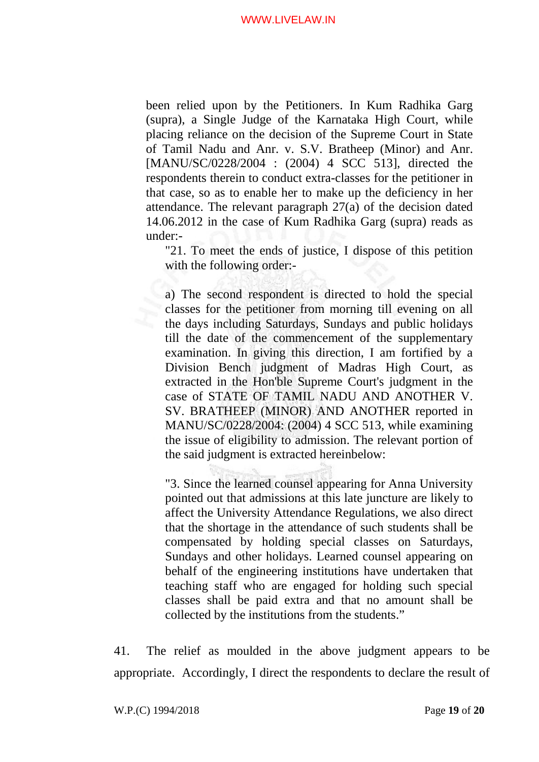been relied upon by the Petitioners. In Kum Radhika Garg (supra), a Single Judge of the Karnataka High Court, while placing reliance on the decision of the Supreme Court in State of Tamil Nadu and Anr. v. S.V. Bratheep (Minor) and Anr. [MANU/SC/0228/2004 : (2004) 4 SCC 513], directed the respondents therein to conduct extra-classes for the petitioner in that case, so as to enable her to make up the deficiency in her attendance. The relevant paragraph 27(a) of the decision dated 14.06.2012 in the case of Kum Radhika Garg (supra) reads as under:-

> "21. To meet the ends of justice, I dispose of this petition with the following order:-
>
> a) The second respondent is directed to hold the special classes for the petitioner from morning till evening on all the days including Saturdays, Sundays and public holidays till the date of the commencement of the supplementary examination. In giving this direction, I am fortified by a Division Bench judgment of Madras High Court, as extracted in the Hon'ble Supreme Court's judgment in the case of STATE OF TAMIL NADU AND ANOTHER V. SV. BRATHEEP (MINOR) AND ANOTHER reported in MANU/SC/0228/2004: (2004) 4 SCC 513, while examining the issue of eligibility to admission. The relevant portion of the said judgment is extracted hereinbelow:
>
> "3. Since the learned counsel appearing for Anna University pointed out that admissions at this late juncture are likely to affect the University Attendance Regulations, we also direct that the shortage in the attendance of such students shall be compensated by holding special classes on Saturdays, Sundays and other holidays. Learned counsel appearing on behalf of the engineering institutions have undertaken that teaching staff who are engaged for holding such special classes shall be paid extra and that no amount shall be collected by the institutions from the students."

41. The relief as moulded in the above judgment appears to be appropriate. Accordingly, I direct the respondents to declare the result of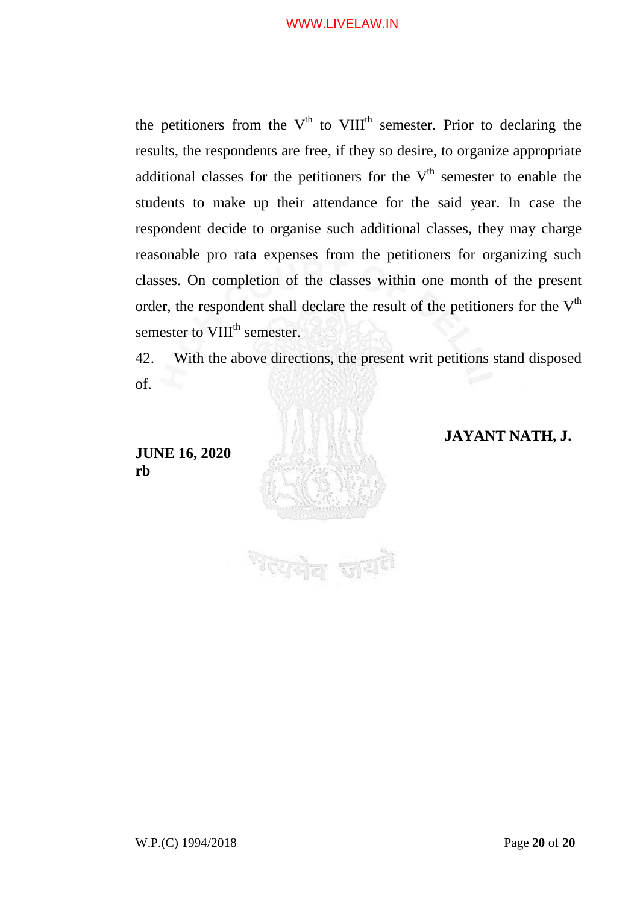the petitioners from the V$^{th}$ to VIII$^{th}$ semester. Prior to declaring the results, the respondents are free, if they so desire, to organize appropriate additional classes for the petitioners for the V$^{th}$ semester to enable the students to make up their attendance for the said year. In case the respondent decide to organise such additional classes, they may charge reasonable pro rata expenses from the petitioners for organizing such classes. On completion of the classes within one month of the present order, the respondent shall declare the result of the petitioners for the V$^{th}$ semester to VIII$^{th}$ semester.

42. With the above directions, the present writ petitions stand disposed of.

**JAYANT NATH, J.**

**JUNE 16, 2020**
**rb**